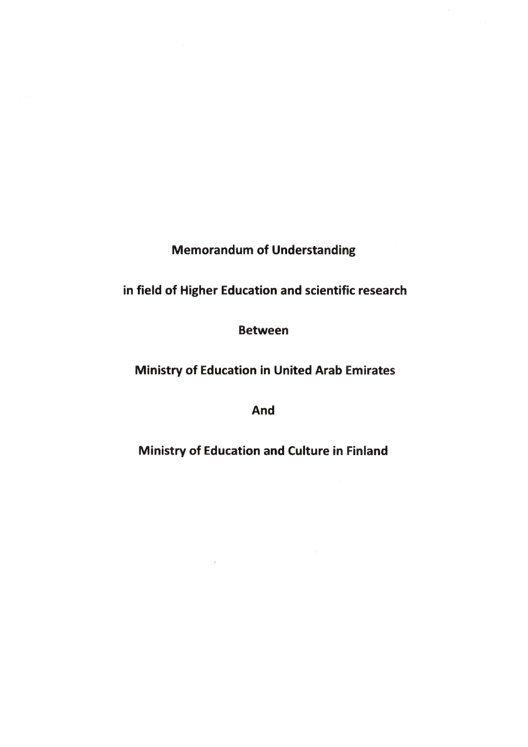# Memorandum of Understanding

## in field of Higher Education and scientific research

## Between

## Ministry of Education in United Arab Emirates

## And

## Ministry of Education and Culture in Finland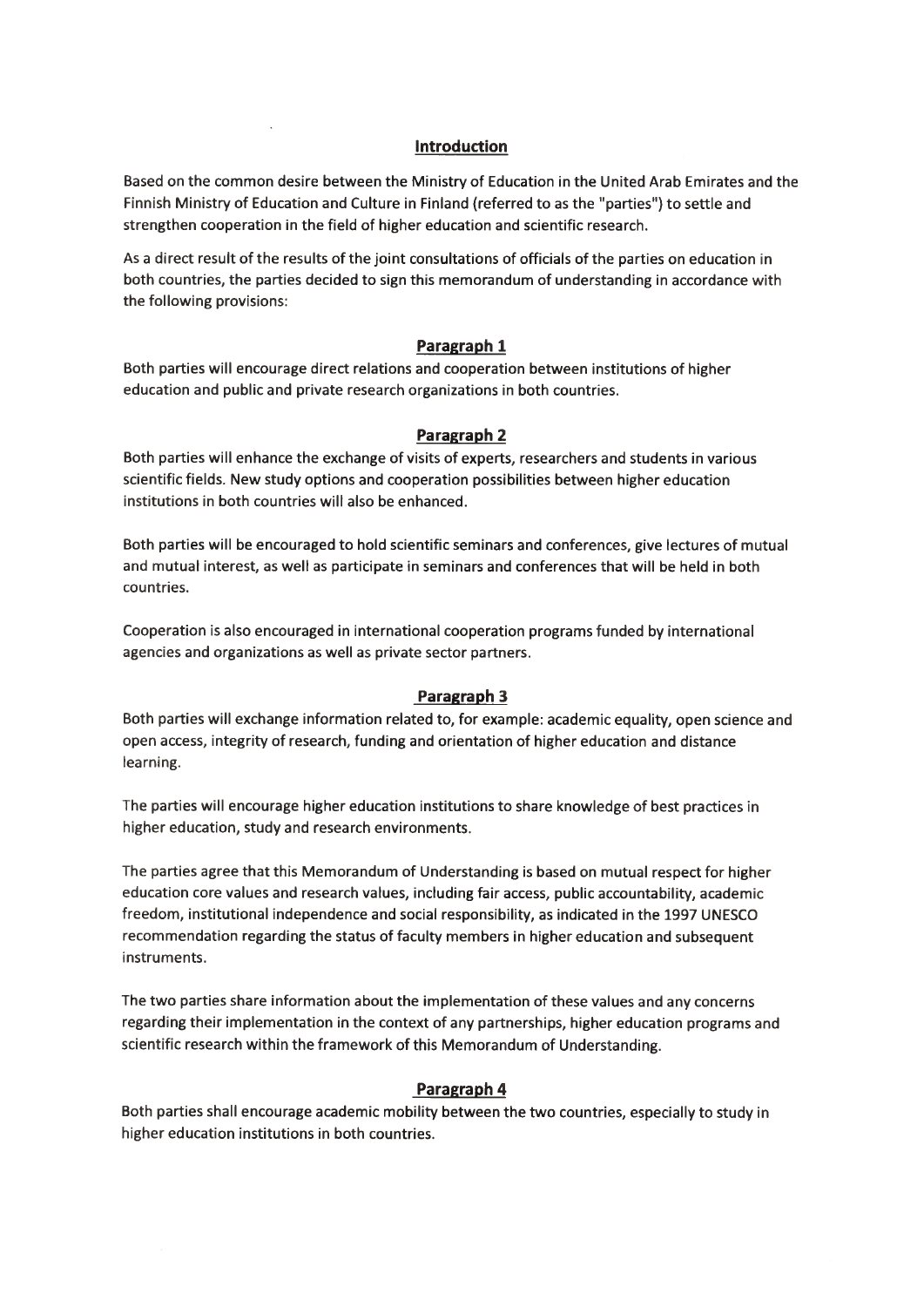## Introduction

Based on the common desire between the Ministry of Education in the United Arab Emirates and the Finnish Ministry of Education and Culture in Finland (referred to as the "parties") to settle and strengthen cooperation in the field of higher education and scientific research.

As a direct result of the results of the joint consultations of officials of the parties on education in both countries, the parties decided to sign this memorandum of understanding in accordance with the following provisions:

### Paragraph 1

Both parties will encourage direct relations and cooperation between institutions of higher education and public and private research organizations in both countries.

### Paragraph 2

Both parties will enhance the exchange of visits of experts, researchers and students in various scientific fields. New study options and cooperation possibilities between higher education institutions in both countries will also be enhanced.

Both parties will be encouraged to hold scientific seminars and conferences, give lectures of mutual and mutual interest, as well as participate in seminars and conferences that will be held in both countries.

Cooperation is also encouraged in international cooperation programs funded by international agencies and organizations as well as private sector partners.

### Paragraph 3

Both parties will exchange information related to, for example: academic equality, open science and open access, integrity of research, funding and orientation of higher education and distance learning.

The parties will encourage higher education institutions to share knowledge of best practices in higher education, study and research environments.

The parties agree that this Memorandum of Understanding is based on mutual respect for higher education core values and research values, including fair access, public accountability, academic freedom, institutional independence and social responsibility, as indicated in the 1997 UNESCO recommendation regarding the status of faculty members in higher education and subsequent instruments.

The two parties share information about the implementation of these values and any concerns regarding their implementation in the context of any partnerships, higher education programs and scientific research within the framework of this Memorandum of Understanding.

### Paragraph 4

Both parties shall encourage academic mobility between the two countries, especially to study in higher education institutions in both countries.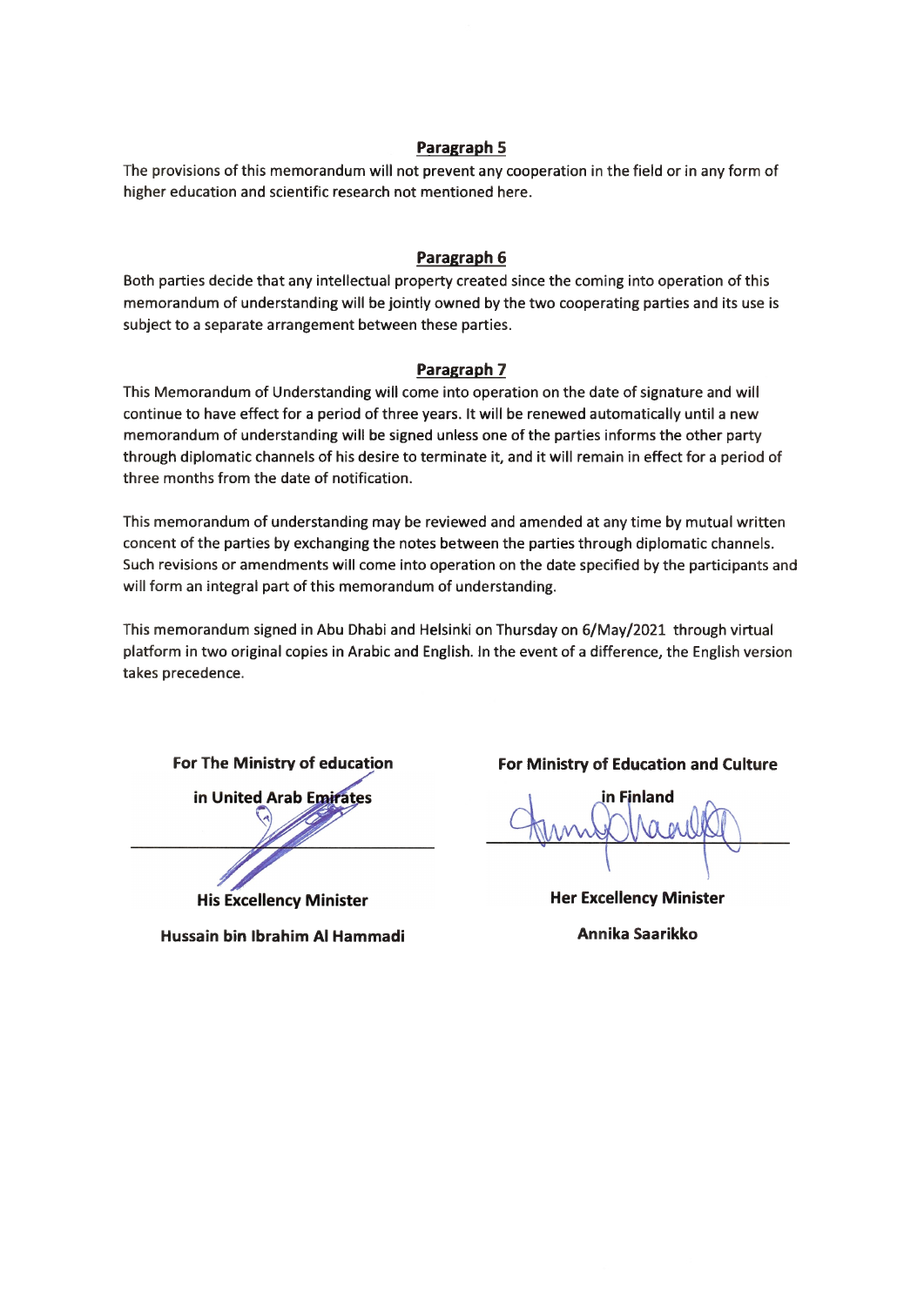## Paragraph 5

The provisions of this memorandum will not prevent any cooperation in the field or in any form of higher education and scientific research not mentioned here.

## Paragraph 6

Both parties decide that any intellectual property created since the coming into operation of this memorandum of understanding will be jointly owned by the two cooperating parties and its use is subject to a separate arrangement between these parties.

## Paragraph 7

This Memorandum of Understanding will come into operation on the date of signature and will continue to have effect for a period of three years. It will be renewed automatically until a new memorandum of understanding will be signed unless one of the parties informs the other party through diplomatic channels of his desire to terminate it, and it will remain in effect for a period of three months from the date of notification.

This memorandum of understanding may be reviewed and amended at any time by mutual written concent of the parties by exchanging the notes between the parties through diplomatic channels. Such revisions or amendments will come into operation on the date specified by the participants and will form an integral part of this memorandum of understanding.

This memorandum signed in Abu Dhabi and Helsinki on Thursday on 6/May/2021 through virtual platform in two original copies in Arabic and English. In the event of a difference, the English version takes precedence.

**For The Ministry of education in United Arab Emirates**

**His Excellency Minister**

**Hussain bin Ibrahim Al Hammadi**

**For Ministry of Education and Culture in Finland**

**Her Excellency Minister**

**Annika Saarikko**